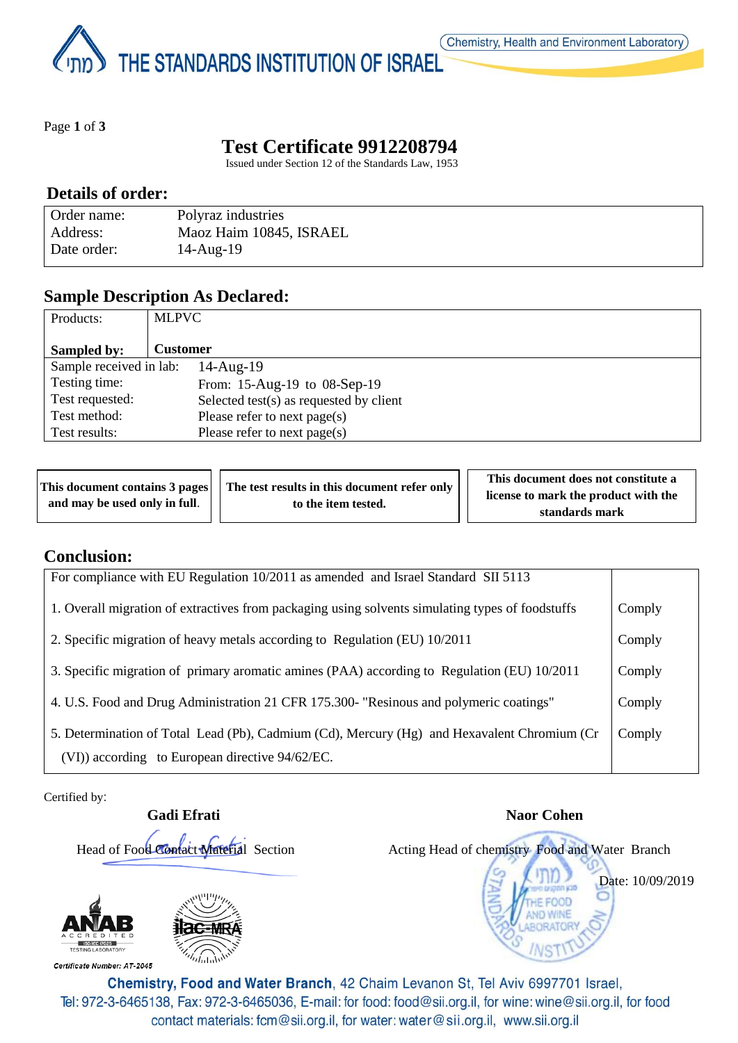THE STANDARDS INSTITUTION OF ISRAEL

Chemistry, Health and Environment Laboratory

# Test Certificate 9912208794

Issued under Section 12 of the Standards Law, 1953

## Details of order:

| | |
|---|---|
| Order name: | Polyraz industries |
| Address: | Maoz Haim 10845, ISRAEL |
| Date order: | 14-Aug-19 |

## Sample Description As Declared:

| | |
|---|---|
| Products: | MLPVC |
| **Sampled by:** | **Customer** |
| Sample received in lab: | 14-Aug-19 |
| Testing time: | From: 15-Aug-19 to 08-Sep-19 |
| Test requested: | Selected test(s) as requested by client |
| Test method: | Please refer to next page(s) |
| Test results: | Please refer to next page(s) |

| **This document contains 3 pages and may be used only in full.** | **The test results in this document refer only to the item tested.** | **This document does not constitute a license to mark the product with the standards mark** |
|---|---|---|

## Conclusion:

| For compliance with EU Regulation 10/2011 as amended and Israel Standard SII 5113 | |
|---|---|
| 1. Overall migration of extractives from packaging using solvents simulating types of foodstuffs | Comply |
| 2. Specific migration of heavy metals according to Regulation (EU) 10/2011 | Comply |
| 3. Specific migration of primary aromatic amines (PAA) according to Regulation (EU) 10/2011 | Comply |
| 4. U.S. Food and Drug Administration 21 CFR 175.300- "Resinous and polymeric coatings" | Comply |
| 5. Determination of Total Lead (Pb), Cadmium (Cd), Mercury (Hg) and Hexavalent Chromium (Cr (VI)) according to European directive 94/62/EC. | Comply |

Certified by:

**Gadi Efrati**
Head of Food Contact Material Section

**Naor Cohen**
Acting Head of chemistry Food and Water Branch

Date: 10/09/2019

ANAB ACCREDITED ISO/IEC 17025 TESTING LABORATORY

Certificate Number: AT-2045

ilac-MRA

**Chemistry, Food and Water Branch**, 42 Chaim Levanon St, Tel Aviv 6997701 Israel,
Tel: 972-3-6465138, Fax: 972-3-6465036, E-mail: for food: food@sii.org.il, for wine: wine@sii.org.il, for food contact materials: fcm@sii.org.il, for water: water@sii.org.il, www.sii.org.il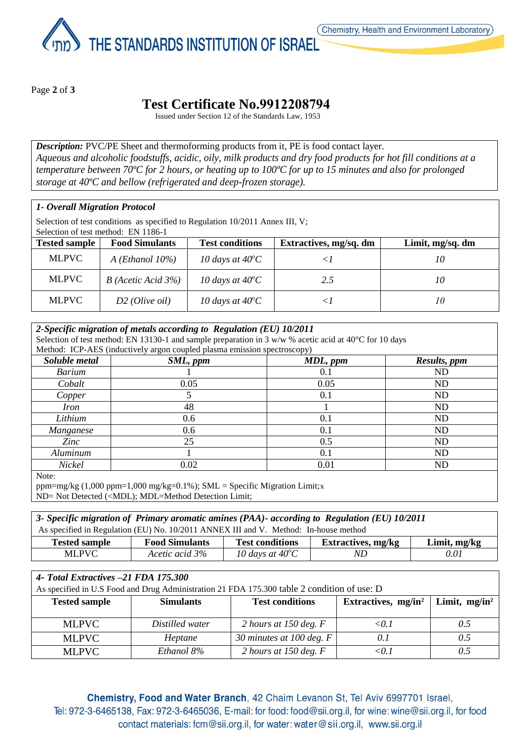# Test Certificate No.9912208794

Issued under Section 12 of the Standards Law, 1953

***Description:*** PVC/PE Sheet and thermoforming products from it, PE is food contact layer.
*Aqueous and alcoholic foodstuffs, acidic, oily, milk products and dry food products for hot fill conditions at a temperature between 70ºC for 2 hours, or heating up to 100ºC for up to 15 minutes and also for prolonged storage at 40ºC and bellow (refrigerated and deep-frozen storage).*

### *1- Overall Migration Protocol*

Selection of test conditions as specified to Regulation 10/2011 Annex III, V;
Selection of test method: EN 1186-1

| Tested sample | Food Simulants | Test conditions | Extractives, mg/sq. dm | Limit, mg/sq. dm |
|---|---|---|---|---|
| MLPVC | *A (Ethanol 10%)* | *10 days at 40°C* | *<1* | *10* |
| MLPVC | *B (Acetic Acid 3%)* | *10 days at 40°C* | *2.5* | *10* |
| MLPVC | *D2 (Olive oil)* | *10 days at 40°C* | *<1* | *10* |

### *2-Specific migration of metals according to Regulation (EU) 10/2011*

Selection of test method: EN 13130-1 and sample preparation in 3 w/w % acetic acid at 40°C for 10 days
Method: ICP-AES (inductively argon coupled plasma emission spectroscopy)

| *Soluble metal* | *SML, ppm* | *MDL, ppm* | *Results, ppm* |
|---|---|---|---|
| *Barium* | 1 | 0.1 | ND |
| *Cobalt* | 0.05 | 0.05 | ND |
| *Copper* | 5 | 0.1 | ND |
| *Iron* | 48 | 1 | ND |
| *Lithium* | 0.6 | 0.1 | ND |
| *Manganese* | 0.6 | 0.1 | ND |
| *Zinc* | 25 | 0.5 | ND |
| *Aluminum* | 1 | 0.1 | ND |
| *Nickel* | 0.02 | 0.01 | ND |

Note:
ppm=mg/kg (1,000 ppm=1,000 mg/kg=0.1%); SML = Specific Migration Limit;x
ND= Not Detected (<MDL); MDL=Method Detection Limit;

### *3- Specific migration of Primary aromatic amines (PAA)- according to Regulation (EU) 10/2011*

As specified in Regulation (EU) No. 10/2011 ANNEX III and V. Method: In-house method

| Tested sample | Food Simulants | Test conditions | Extractives, mg/kg | Limit, mg/kg |
|---|---|---|---|---|
| MLPVC | *Acetic acid 3%* | *10 days at 40°C* | *ND* | *0.01* |

### *4- Total Extractives –21 FDA 175.300*

As specified in U.S Food and Drug Administration 21 FDA 175.300 table 2 condition of use: D

| Tested sample | Simulants | Test conditions | Extractives, mg/in² | Limit, mg/in² |
|---|---|---|---|---|
| MLPVC | *Distilled water* | *2 hours at 150 deg. F* | *<0.1* | *0.5* |
| MLPVC | *Heptane* | *30 minutes at 100 deg. F* | *0.1* | *0.5* |
| MLPVC | *Ethanol 8%* | *2 hours at 150 deg. F* | *<0.1* | *0.5* |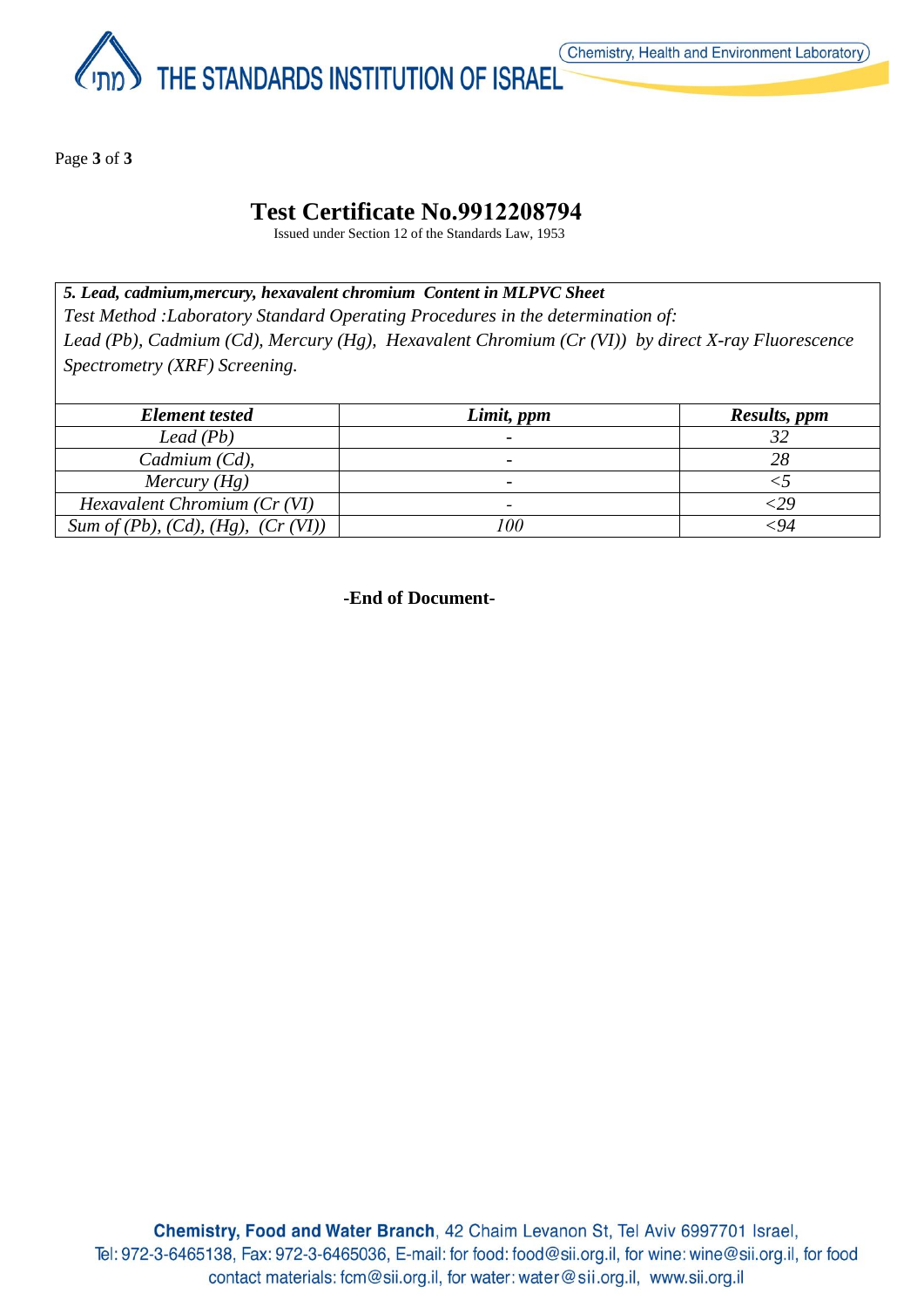# Test Certificate No.9912208794

Issued under Section 12 of the Standards Law, 1953

***5. Lead, cadmium,mercury, hexavalent chromium Content in MLPVC Sheet***

*Test Method :Laboratory Standard Operating Procedures in the determination of:*
*Lead (Pb), Cadmium (Cd), Mercury (Hg), Hexavalent Chromium (Cr (VI)) by direct X-ray Fluorescence Spectrometry (XRF) Screening.*

| ***Element tested*** | ***Limit, ppm*** | ***Results, ppm*** |
|---|---|---|
| *Lead (Pb)* | - | *32* |
| *Cadmium (Cd),* | - | *28* |
| *Mercury (Hg)* | - | *<5* |
| *Hexavalent Chromium (Cr (VI)* | - | *<29* |
| *Sum of (Pb), (Cd), (Hg), (Cr (VI))* | *100* | *<94* |

**-End of Document-**